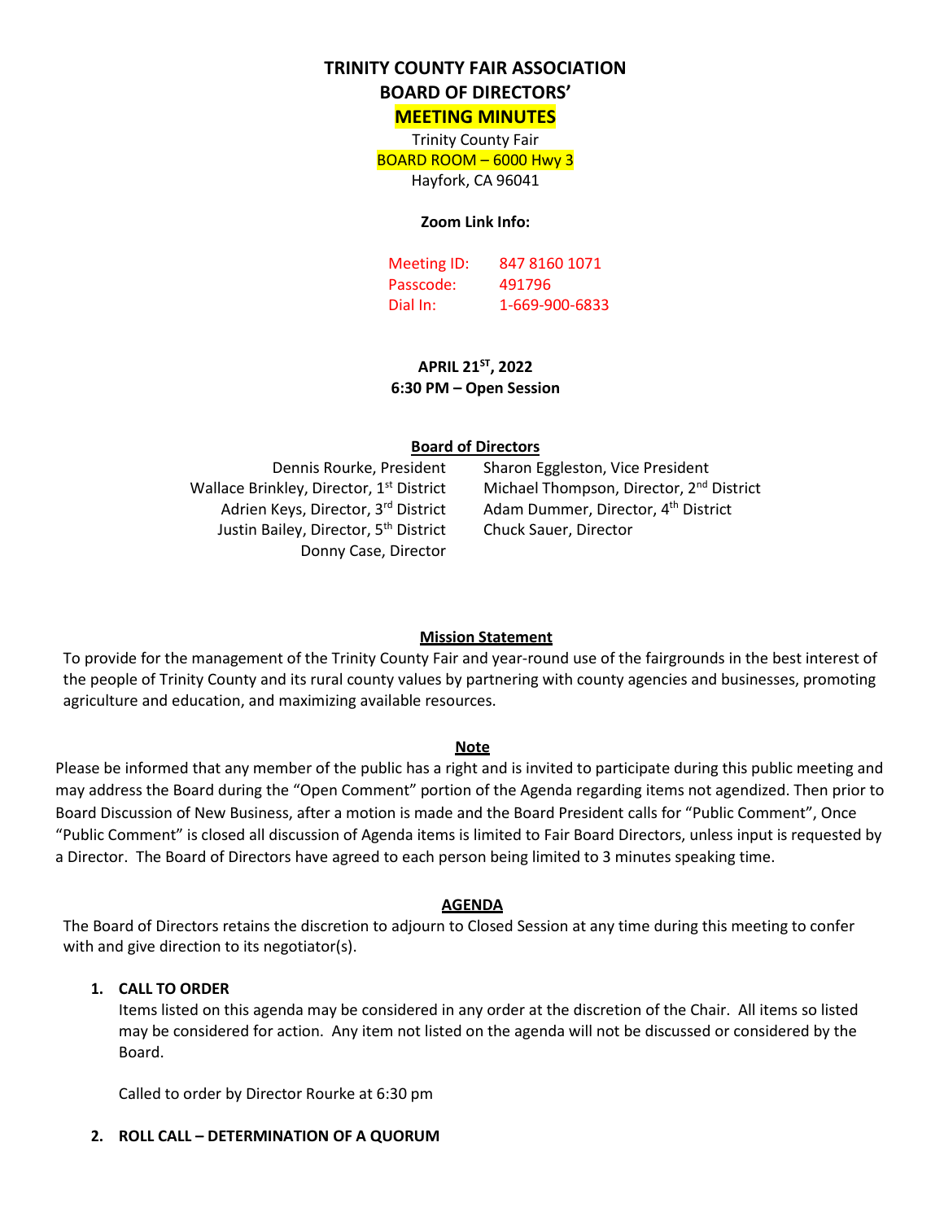# TRINITY COUNTY FAIR ASSOCIATION
# BOARD OF DIRECTORS'
# MEETING MINUTES

Trinity County Fair
BOARD ROOM – 6000 Hwy 3
Hayfork, CA 96041

**Zoom Link Info:**

Meeting ID: 847 8160 1071
Passcode: 491796
Dial In: 1-669-900-6833

**APRIL 21ST, 2022**
**6:30 PM – Open Session**

**Board of Directors**

Dennis Rourke, President
Sharon Eggleston, Vice President
Wallace Brinkley, Director, 1st District
Michael Thompson, Director, 2nd District
Adrien Keys, Director, 3rd District
Adam Dummer, Director, 4th District
Justin Bailey, Director, 5th District
Chuck Sauer, Director
Donny Case, Director

**Mission Statement**

To provide for the management of the Trinity County Fair and year-round use of the fairgrounds in the best interest of the people of Trinity County and its rural county values by partnering with county agencies and businesses, promoting agriculture and education, and maximizing available resources.

**Note**

Please be informed that any member of the public has a right and is invited to participate during this public meeting and may address the Board during the "Open Comment" portion of the Agenda regarding items not agendized. Then prior to Board Discussion of New Business, after a motion is made and the Board President calls for "Public Comment", Once "Public Comment" is closed all discussion of Agenda items is limited to Fair Board Directors, unless input is requested by a Director. The Board of Directors have agreed to each person being limited to 3 minutes speaking time.

**AGENDA**

The Board of Directors retains the discretion to adjourn to Closed Session at any time during this meeting to confer with and give direction to its negotiator(s).

1. **CALL TO ORDER**

   Items listed on this agenda may be considered in any order at the discretion of the Chair. All items so listed may be considered for action. Any item not listed on the agenda will not be discussed or considered by the Board.

   Called to order by Director Rourke at 6:30 pm

2. **ROLL CALL – DETERMINATION OF A QUORUM**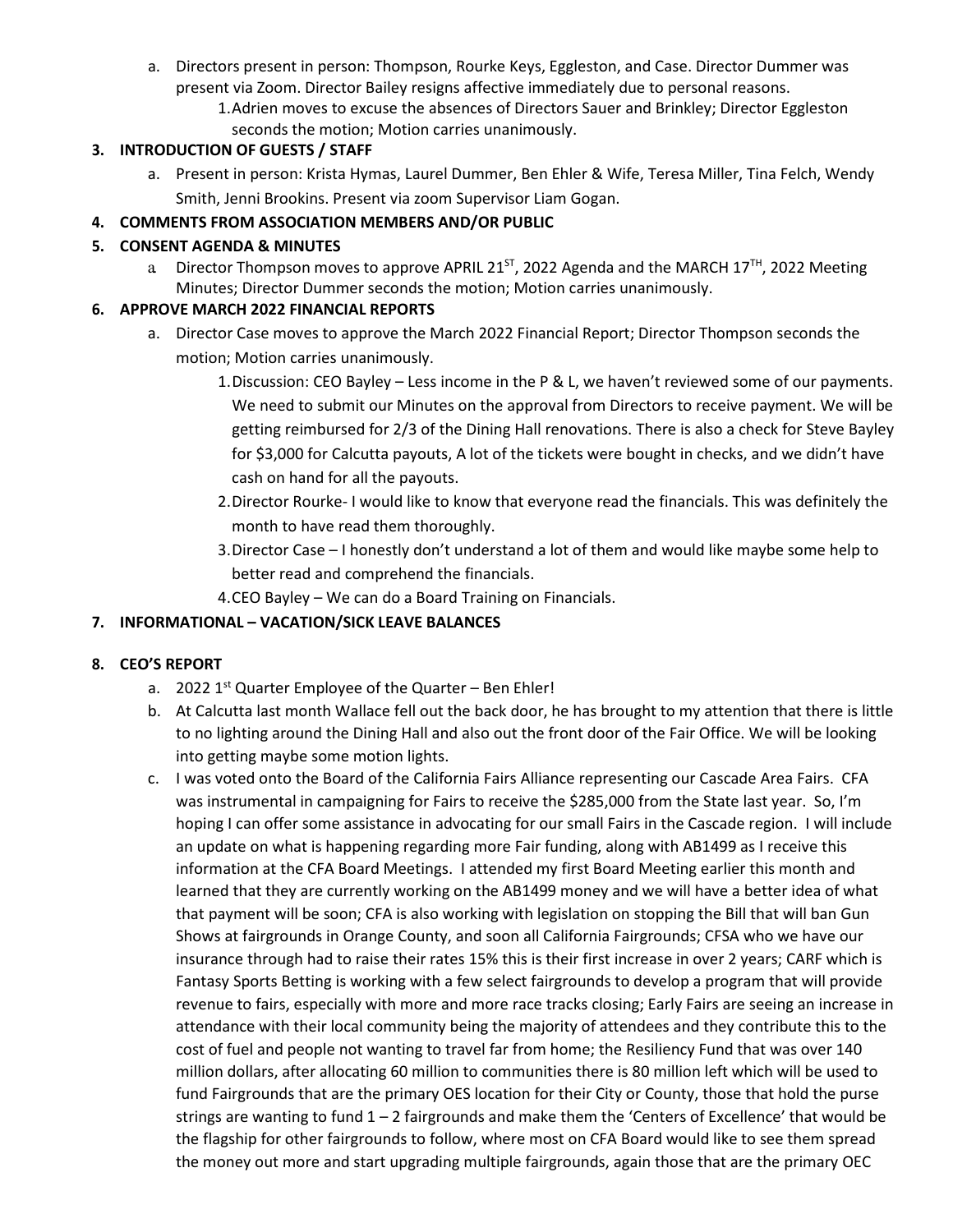a. Directors present in person: Thompson, Rourke Keys, Eggleston, and Case. Director Dummer was present via Zoom. Director Bailey resigns affective immediately due to personal reasons.
   1. Adrien moves to excuse the absences of Directors Sauer and Brinkley; Director Eggleston seconds the motion; Motion carries unanimously.

**3. INTRODUCTION OF GUESTS / STAFF**

a. Present in person: Krista Hymas, Laurel Dummer, Ben Ehler & Wife, Teresa Miller, Tina Felch, Wendy Smith, Jenni Brookins. Present via zoom Supervisor Liam Gogan.

**4. COMMENTS FROM ASSOCIATION MEMBERS AND/OR PUBLIC**

**5. CONSENT AGENDA & MINUTES**

a. Director Thompson moves to approve APRIL 21ST, 2022 Agenda and the MARCH 17TH, 2022 Meeting Minutes; Director Dummer seconds the motion; Motion carries unanimously.

**6. APPROVE MARCH 2022 FINANCIAL REPORTS**

a. Director Case moves to approve the March 2022 Financial Report; Director Thompson seconds the motion; Motion carries unanimously.
   1. Discussion: CEO Bayley – Less income in the P & L, we haven't reviewed some of our payments. We need to submit our Minutes on the approval from Directors to receive payment. We will be getting reimbursed for 2/3 of the Dining Hall renovations. There is also a check for Steve Bayley for $3,000 for Calcutta payouts, A lot of the tickets were bought in checks, and we didn't have cash on hand for all the payouts.
   2. Director Rourke- I would like to know that everyone read the financials. This was definitely the month to have read them thoroughly.
   3. Director Case – I honestly don't understand a lot of them and would like maybe some help to better read and comprehend the financials.
   4. CEO Bayley – We can do a Board Training on Financials.

**7. INFORMATIONAL – VACATION/SICK LEAVE BALANCES**

**8. CEO'S REPORT**

a. 2022 1st Quarter Employee of the Quarter – Ben Ehler!

b. At Calcutta last month Wallace fell out the back door, he has brought to my attention that there is little to no lighting around the Dining Hall and also out the front door of the Fair Office. We will be looking into getting maybe some motion lights.

c. I was voted onto the Board of the California Fairs Alliance representing our Cascade Area Fairs. CFA was instrumental in campaigning for Fairs to receive the $285,000 from the State last year. So, I'm hoping I can offer some assistance in advocating for our small Fairs in the Cascade region. I will include an update on what is happening regarding more Fair funding, along with AB1499 as I receive this information at the CFA Board Meetings. I attended my first Board Meeting earlier this month and learned that they are currently working on the AB1499 money and we will have a better idea of what that payment will be soon; CFA is also working with legislation on stopping the Bill that will ban Gun Shows at fairgrounds in Orange County, and soon all California Fairgrounds; CFSA who we have our insurance through had to raise their rates 15% this is their first increase in over 2 years; CARF which is Fantasy Sports Betting is working with a few select fairgrounds to develop a program that will provide revenue to fairs, especially with more and more race tracks closing; Early Fairs are seeing an increase in attendance with their local community being the majority of attendees and they contribute this to the cost of fuel and people not wanting to travel far from home; the Resiliency Fund that was over 140 million dollars, after allocating 60 million to communities there is 80 million left which will be used to fund Fairgrounds that are the primary OES location for their City or County, those that hold the purse strings are wanting to fund 1 – 2 fairgrounds and make them the 'Centers of Excellence' that would be the flagship for other fairgrounds to follow, where most on CFA Board would like to see them spread the money out more and start upgrading multiple fairgrounds, again those that are the primary OEC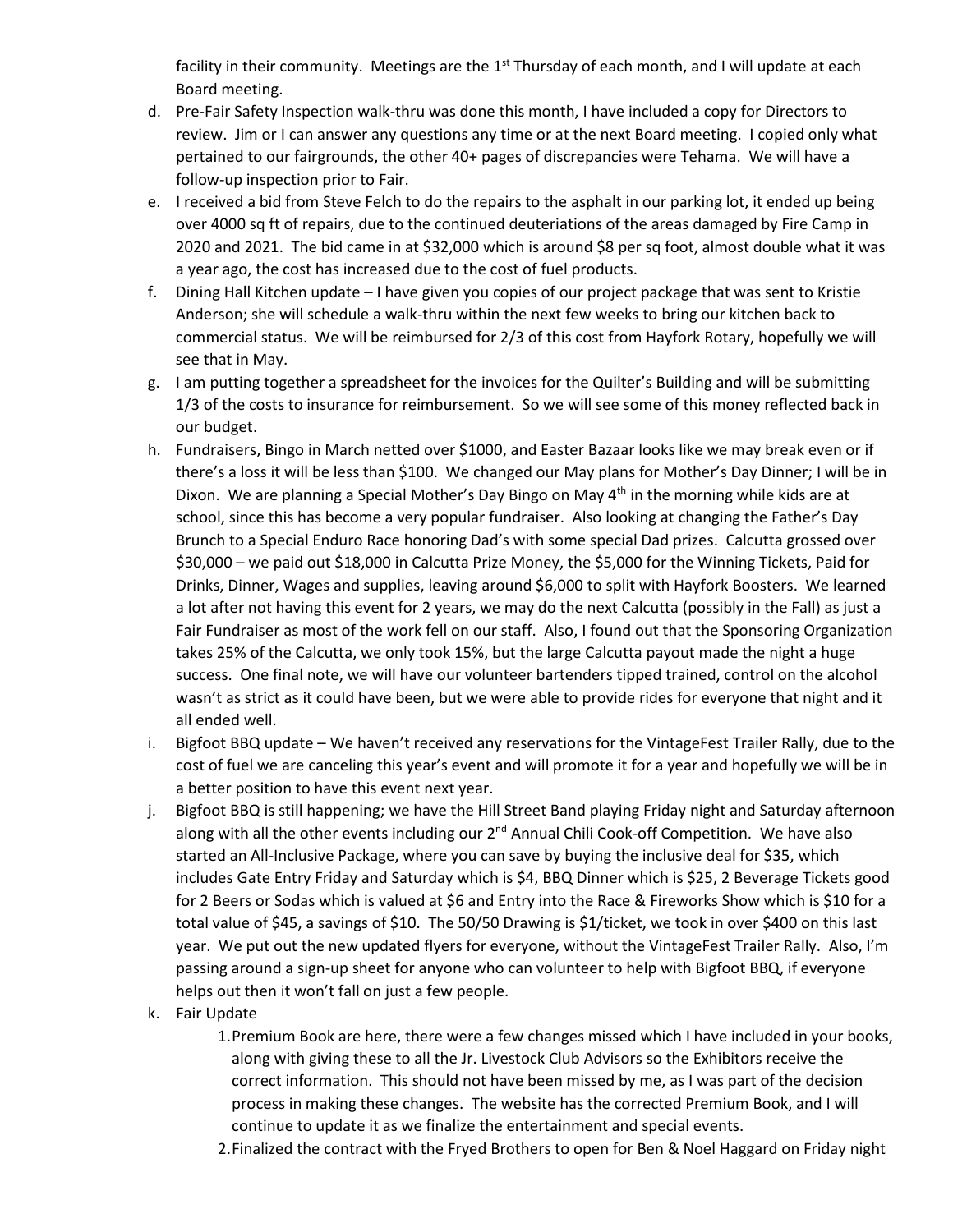facility in their community. Meetings are the 1st Thursday of each month, and I will update at each Board meeting.

d. Pre-Fair Safety Inspection walk-thru was done this month, I have included a copy for Directors to review. Jim or I can answer any questions any time or at the next Board meeting. I copied only what pertained to our fairgrounds, the other 40+ pages of discrepancies were Tehama. We will have a follow-up inspection prior to Fair.

e. I received a bid from Steve Felch to do the repairs to the asphalt in our parking lot, it ended up being over 4000 sq ft of repairs, due to the continued deuteriations of the areas damaged by Fire Camp in 2020 and 2021. The bid came in at $32,000 which is around $8 per sq foot, almost double what it was a year ago, the cost has increased due to the cost of fuel products.

f. Dining Hall Kitchen update – I have given you copies of our project package that was sent to Kristie Anderson; she will schedule a walk-thru within the next few weeks to bring our kitchen back to commercial status. We will be reimbursed for 2/3 of this cost from Hayfork Rotary, hopefully we will see that in May.

g. I am putting together a spreadsheet for the invoices for the Quilter's Building and will be submitting 1/3 of the costs to insurance for reimbursement. So we will see some of this money reflected back in our budget.

h. Fundraisers, Bingo in March netted over $1000, and Easter Bazaar looks like we may break even or if there's a loss it will be less than $100. We changed our May plans for Mother's Day Dinner; I will be in Dixon. We are planning a Special Mother's Day Bingo on May 4th in the morning while kids are at school, since this has become a very popular fundraiser. Also looking at changing the Father's Day Brunch to a Special Enduro Race honoring Dad's with some special Dad prizes. Calcutta grossed over $30,000 – we paid out $18,000 in Calcutta Prize Money, the $5,000 for the Winning Tickets, Paid for Drinks, Dinner, Wages and supplies, leaving around $6,000 to split with Hayfork Boosters. We learned a lot after not having this event for 2 years, we may do the next Calcutta (possibly in the Fall) as just a Fair Fundraiser as most of the work fell on our staff. Also, I found out that the Sponsoring Organization takes 25% of the Calcutta, we only took 15%, but the large Calcutta payout made the night a huge success. One final note, we will have our volunteer bartenders tipped trained, control on the alcohol wasn't as strict as it could have been, but we were able to provide rides for everyone that night and it all ended well.

i. Bigfoot BBQ update – We haven't received any reservations for the VintageFest Trailer Rally, due to the cost of fuel we are canceling this year's event and will promote it for a year and hopefully we will be in a better position to have this event next year.

j. Bigfoot BBQ is still happening; we have the Hill Street Band playing Friday night and Saturday afternoon along with all the other events including our 2nd Annual Chili Cook-off Competition. We have also started an All-Inclusive Package, where you can save by buying the inclusive deal for $35, which includes Gate Entry Friday and Saturday which is $4, BBQ Dinner which is $25, 2 Beverage Tickets good for 2 Beers or Sodas which is valued at $6 and Entry into the Race & Fireworks Show which is $10 for a total value of $45, a savings of $10. The 50/50 Drawing is $1/ticket, we took in over $400 on this last year. We put out the new updated flyers for everyone, without the VintageFest Trailer Rally. Also, I'm passing around a sign-up sheet for anyone who can volunteer to help with Bigfoot BBQ, if everyone helps out then it won't fall on just a few people.

k. Fair Update

   1. Premium Book are here, there were a few changes missed which I have included in your books, along with giving these to all the Jr. Livestock Club Advisors so the Exhibitors receive the correct information. This should not have been missed by me, as I was part of the decision process in making these changes. The website has the corrected Premium Book, and I will continue to update it as we finalize the entertainment and special events.
   2. Finalized the contract with the Fryed Brothers to open for Ben & Noel Haggard on Friday night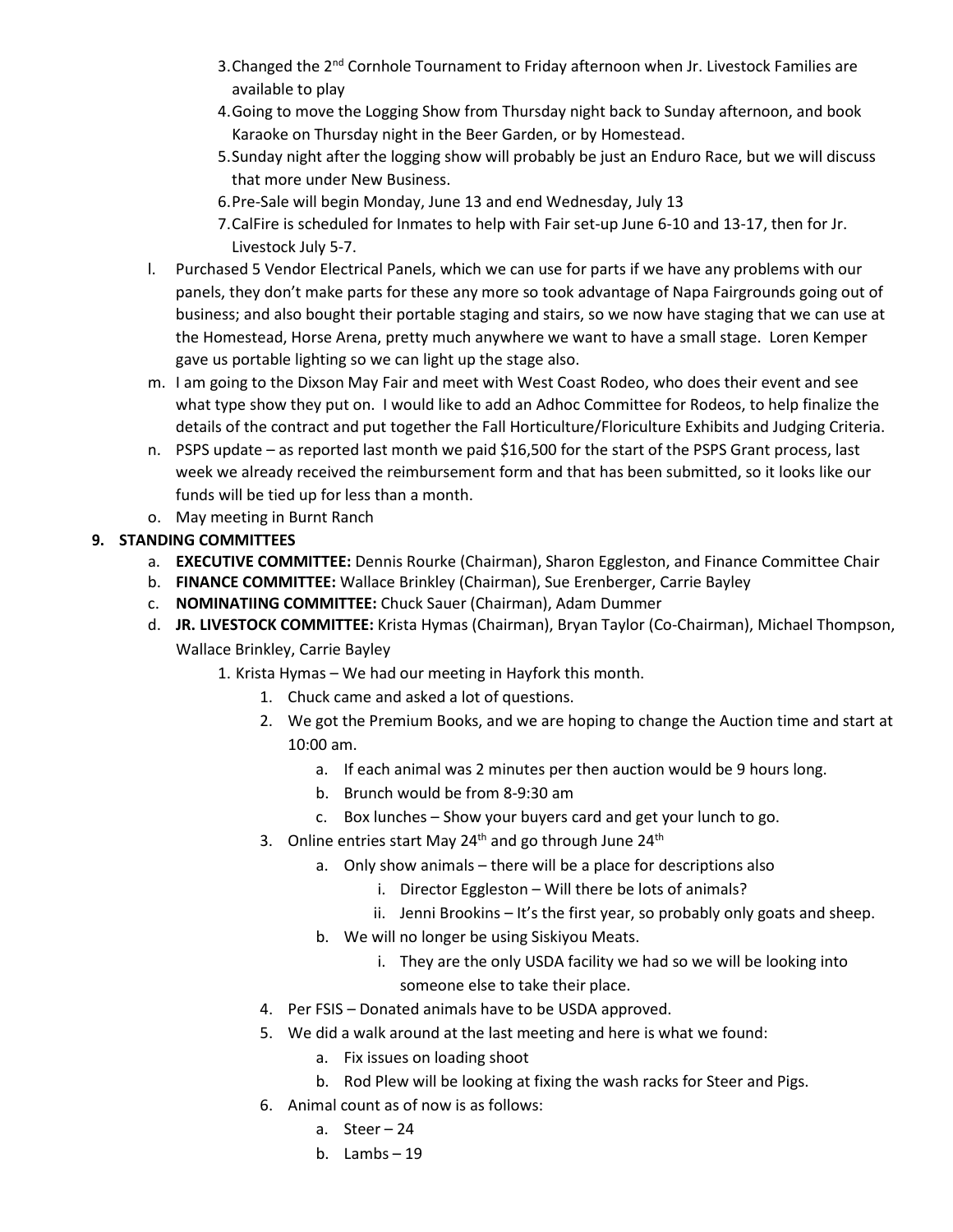3. Changed the 2nd Cornhole Tournament to Friday afternoon when Jr. Livestock Families are available to play
4. Going to move the Logging Show from Thursday night back to Sunday afternoon, and book Karaoke on Thursday night in the Beer Garden, or by Homestead.
5. Sunday night after the logging show will probably be just an Enduro Race, but we will discuss that more under New Business.
6. Pre-Sale will begin Monday, June 13 and end Wednesday, July 13
7. CalFire is scheduled for Inmates to help with Fair set-up June 6-10 and 13-17, then for Jr. Livestock July 5-7.

l. Purchased 5 Vendor Electrical Panels, which we can use for parts if we have any problems with our panels, they don't make parts for these any more so took advantage of Napa Fairgrounds going out of business; and also bought their portable staging and stairs, so we now have staging that we can use at the Homestead, Horse Arena, pretty much anywhere we want to have a small stage. Loren Kemper gave us portable lighting so we can light up the stage also.

m. I am going to the Dixson May Fair and meet with West Coast Rodeo, who does their event and see what type show they put on. I would like to add an Adhoc Committee for Rodeos, to help finalize the details of the contract and put together the Fall Horticulture/Floriculture Exhibits and Judging Criteria.

n. PSPS update – as reported last month we paid $16,500 for the start of the PSPS Grant process, last week we already received the reimbursement form and that has been submitted, so it looks like our funds will be tied up for less than a month.

o. May meeting in Burnt Ranch

**9. STANDING COMMITTEES**

a. **EXECUTIVE COMMITTEE:** Dennis Rourke (Chairman), Sharon Eggleston, and Finance Committee Chair

b. **FINANCE COMMITTEE:** Wallace Brinkley (Chairman), Sue Erenberger, Carrie Bayley

c. **NOMINATIING COMMITTEE:** Chuck Sauer (Chairman), Adam Dummer

d. **JR. LIVESTOCK COMMITTEE:** Krista Hymas (Chairman), Bryan Taylor (Co-Chairman), Michael Thompson, Wallace Brinkley, Carrie Bayley

1. Krista Hymas – We had our meeting in Hayfork this month.
    1. Chuck came and asked a lot of questions.
    2. We got the Premium Books, and we are hoping to change the Auction time and start at 10:00 am.
        a. If each animal was 2 minutes per then auction would be 9 hours long.
        b. Brunch would be from 8-9:30 am
        c. Box lunches – Show your buyers card and get your lunch to go.
    3. Online entries start May 24th and go through June 24th
        a. Only show animals – there will be a place for descriptions also
            i. Director Eggleston – Will there be lots of animals?
            ii. Jenni Brookins – It's the first year, so probably only goats and sheep.
        b. We will no longer be using Siskiyou Meats.
            i. They are the only USDA facility we had so we will be looking into someone else to take their place.
    4. Per FSIS – Donated animals have to be USDA approved.
    5. We did a walk around at the last meeting and here is what we found:
        a. Fix issues on loading shoot
        b. Rod Plew will be looking at fixing the wash racks for Steer and Pigs.
    6. Animal count as of now is as follows:
        a. Steer – 24
        b. Lambs – 19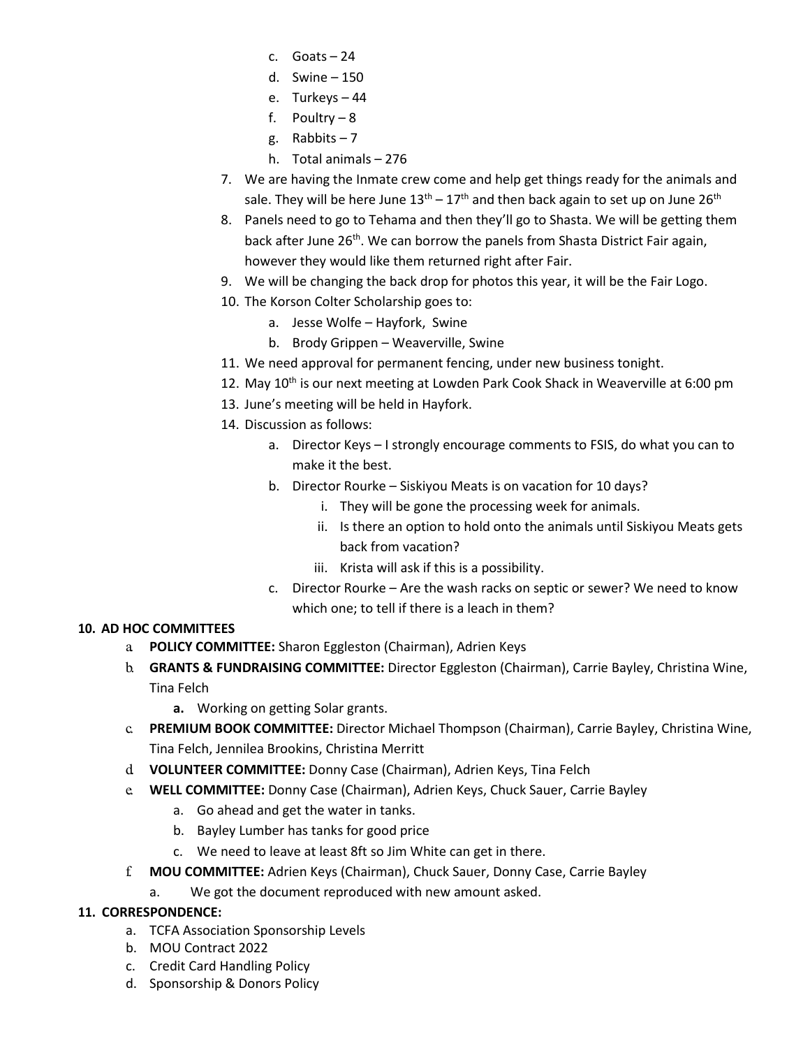c. Goats – 24
d. Swine – 150
e. Turkeys – 44
f. Poultry – 8
g. Rabbits – 7
h. Total animals – 276

7. We are having the Inmate crew come and help get things ready for the animals and sale. They will be here June 13th – 17th and then back again to set up on June 26th
8. Panels need to go to Tehama and then they'll go to Shasta. We will be getting them back after June 26th. We can borrow the panels from Shasta District Fair again, however they would like them returned right after Fair.
9. We will be changing the back drop for photos this year, it will be the Fair Logo.
10. The Korson Colter Scholarship goes to:
    a. Jesse Wolfe – Hayfork, Swine
    b. Brody Grippen – Weaverville, Swine
11. We need approval for permanent fencing, under new business tonight.
12. May 10th is our next meeting at Lowden Park Cook Shack in Weaverville at 6:00 pm
13. June's meeting will be held in Hayfork.
14. Discussion as follows:
    a. Director Keys – I strongly encourage comments to FSIS, do what you can to make it the best.
    b. Director Rourke – Siskiyou Meats is on vacation for 10 days?
        i. They will be gone the processing week for animals.
        ii. Is there an option to hold onto the animals until Siskiyou Meats gets back from vacation?
        iii. Krista will ask if this is a possibility.
    c. Director Rourke – Are the wash racks on septic or sewer? We need to know which one; to tell if there is a leach in them?

**10. AD HOC COMMITTEES**

a. **POLICY COMMITTEE:** Sharon Eggleston (Chairman), Adrien Keys
b. **GRANTS & FUNDRAISING COMMITTEE:** Director Eggleston (Chairman), Carrie Bayley, Christina Wine, Tina Felch
    a. Working on getting Solar grants.
c. **PREMIUM BOOK COMMITTEE:** Director Michael Thompson (Chairman), Carrie Bayley, Christina Wine, Tina Felch, Jennilea Brookins, Christina Merritt
d. **VOLUNTEER COMMITTEE:** Donny Case (Chairman), Adrien Keys, Tina Felch
e. **WELL COMMITTEE:** Donny Case (Chairman), Adrien Keys, Chuck Sauer, Carrie Bayley
    a. Go ahead and get the water in tanks.
    b. Bayley Lumber has tanks for good price
    c. We need to leave at least 8ft so Jim White can get in there.
f. **MOU COMMITTEE:** Adrien Keys (Chairman), Chuck Sauer, Donny Case, Carrie Bayley
    a. We got the document reproduced with new amount asked.

**11. CORRESPONDENCE:**

a. TCFA Association Sponsorship Levels
b. MOU Contract 2022
c. Credit Card Handling Policy
d. Sponsorship & Donors Policy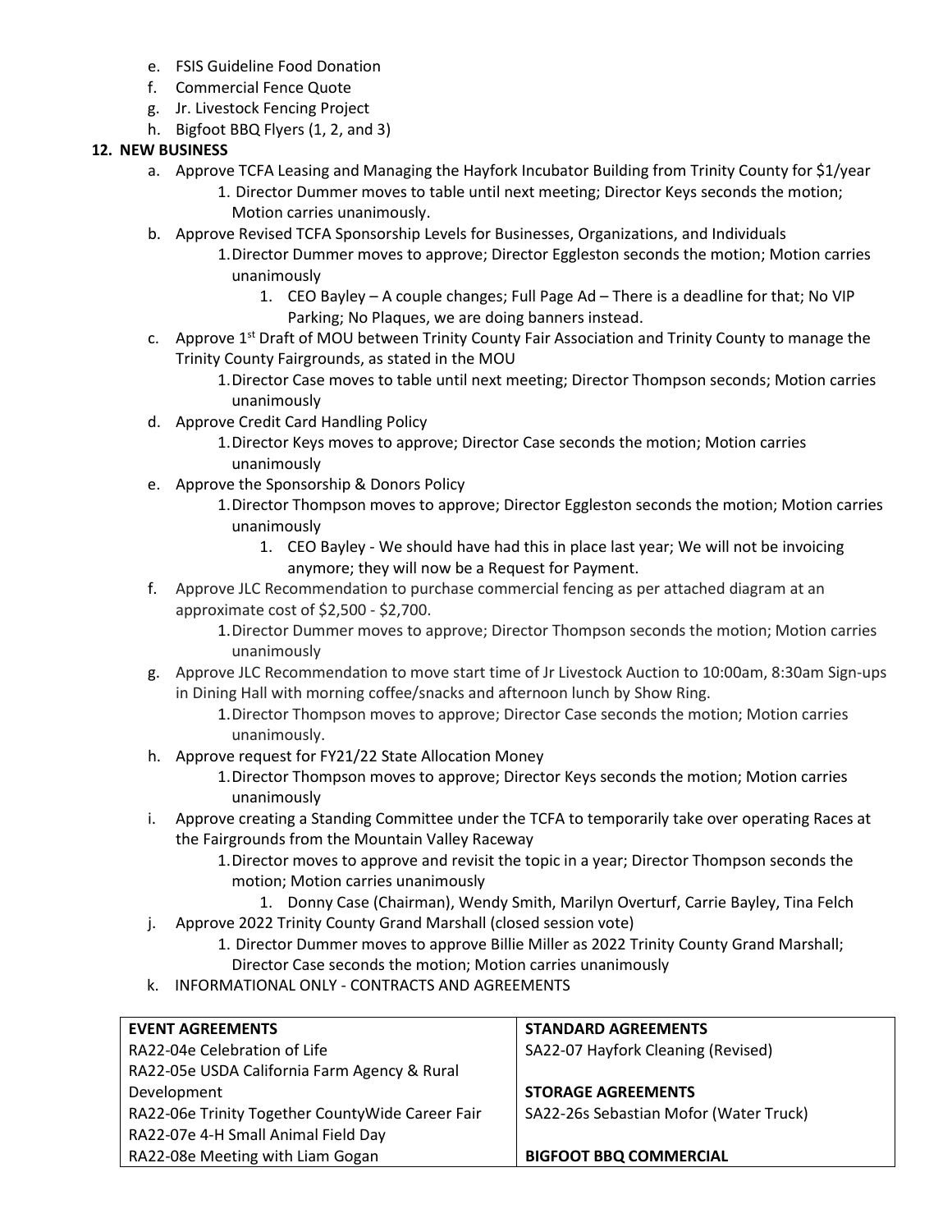e. FSIS Guideline Food Donation
f. Commercial Fence Quote
g. Jr. Livestock Fencing Project
h. Bigfoot BBQ Flyers (1, 2, and 3)

**12. NEW BUSINESS**

a. Approve TCFA Leasing and Managing the Hayfork Incubator Building from Trinity County for $1/year
   1. Director Dummer moves to table until next meeting; Director Keys seconds the motion; Motion carries unanimously.
b. Approve Revised TCFA Sponsorship Levels for Businesses, Organizations, and Individuals
   1. Director Dummer moves to approve; Director Eggleston seconds the motion; Motion carries unanimously
      1. CEO Bayley – A couple changes; Full Page Ad – There is a deadline for that; No VIP Parking; No Plaques, we are doing banners instead.
c. Approve 1st Draft of MOU between Trinity County Fair Association and Trinity County to manage the Trinity County Fairgrounds, as stated in the MOU
   1. Director Case moves to table until next meeting; Director Thompson seconds; Motion carries unanimously
d. Approve Credit Card Handling Policy
   1. Director Keys moves to approve; Director Case seconds the motion; Motion carries unanimously
e. Approve the Sponsorship & Donors Policy
   1. Director Thompson moves to approve; Director Eggleston seconds the motion; Motion carries unanimously
      1. CEO Bayley - We should have had this in place last year; We will not be invoicing anymore; they will now be a Request for Payment.
f. Approve JLC Recommendation to purchase commercial fencing as per attached diagram at an approximate cost of $2,500 - $2,700.
   1. Director Dummer moves to approve; Director Thompson seconds the motion; Motion carries unanimously
g. Approve JLC Recommendation to move start time of Jr Livestock Auction to 10:00am, 8:30am Sign-ups in Dining Hall with morning coffee/snacks and afternoon lunch by Show Ring.
   1. Director Thompson moves to approve; Director Case seconds the motion; Motion carries unanimously.
h. Approve request for FY21/22 State Allocation Money
   1. Director Thompson moves to approve; Director Keys seconds the motion; Motion carries unanimously
i. Approve creating a Standing Committee under the TCFA to temporarily take over operating Races at the Fairgrounds from the Mountain Valley Raceway
   1. Director moves to approve and revisit the topic in a year; Director Thompson seconds the motion; Motion carries unanimously
      1. Donny Case (Chairman), Wendy Smith, Marilyn Overturf, Carrie Bayley, Tina Felch
j. Approve 2022 Trinity County Grand Marshall (closed session vote)
   1. Director Dummer moves to approve Billie Miller as 2022 Trinity County Grand Marshall; Director Case seconds the motion; Motion carries unanimously
k. INFORMATIONAL ONLY - CONTRACTS AND AGREEMENTS

| **EVENT AGREEMENTS** | **STANDARD AGREEMENTS** |
|---|---|
| RA22-04e Celebration of Life | SA22-07 Hayfork Cleaning (Revised) |
| RA22-05e USDA California Farm Agency & Rural Development | |
| | **STORAGE AGREEMENTS** |
| RA22-06e Trinity Together CountyWide Career Fair | SA22-26s Sebastian Mofor (Water Truck) |
| RA22-07e 4-H Small Animal Field Day | |
| RA22-08e Meeting with Liam Gogan | **BIGFOOT BBQ COMMERCIAL** |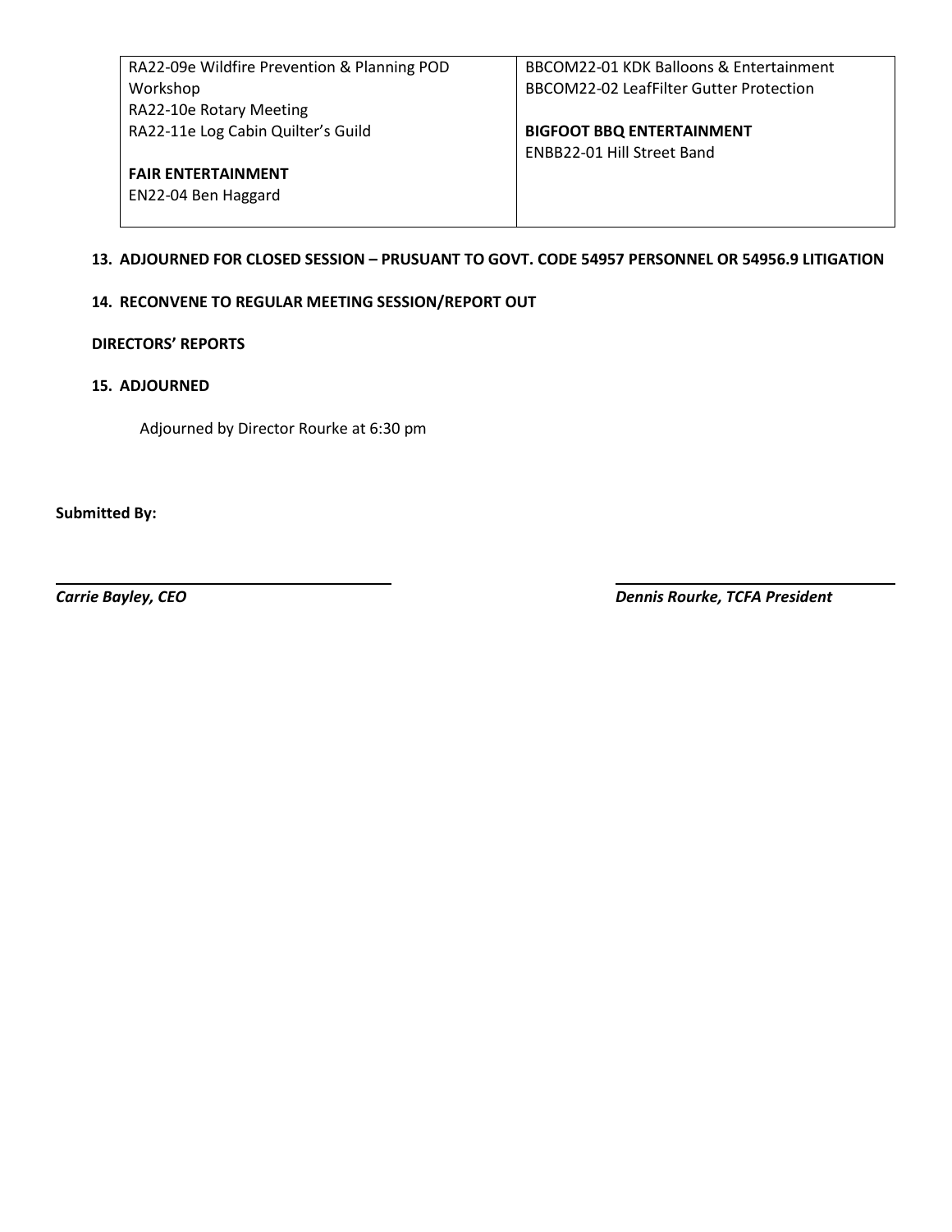| | |
|---|---|
| RA22-09e Wildfire Prevention & Planning POD Workshop<br>RA22-10e Rotary Meeting<br>RA22-11e Log Cabin Quilter's Guild<br><br>**FAIR ENTERTAINMENT**<br>EN22-04 Ben Haggard | BBCOM22-01 KDK Balloons & Entertainment<br>BBCOM22-02 LeafFilter Gutter Protection<br><br>**BIGFOOT BBQ ENTERTAINMENT**<br>ENBB22-01 Hill Street Band |

**13. ADJOURNED FOR CLOSED SESSION – PRUSUANT TO GOVT. CODE 54957 PERSONNEL OR 54956.9 LITIGATION**

**14. RECONVENE TO REGULAR MEETING SESSION/REPORT OUT**

**DIRECTORS' REPORTS**

**15. ADJOURNED**

Adjourned by Director Rourke at 6:30 pm

**Submitted By:**

***Carrie Bayley, CEO***

***Dennis Rourke, TCFA President***